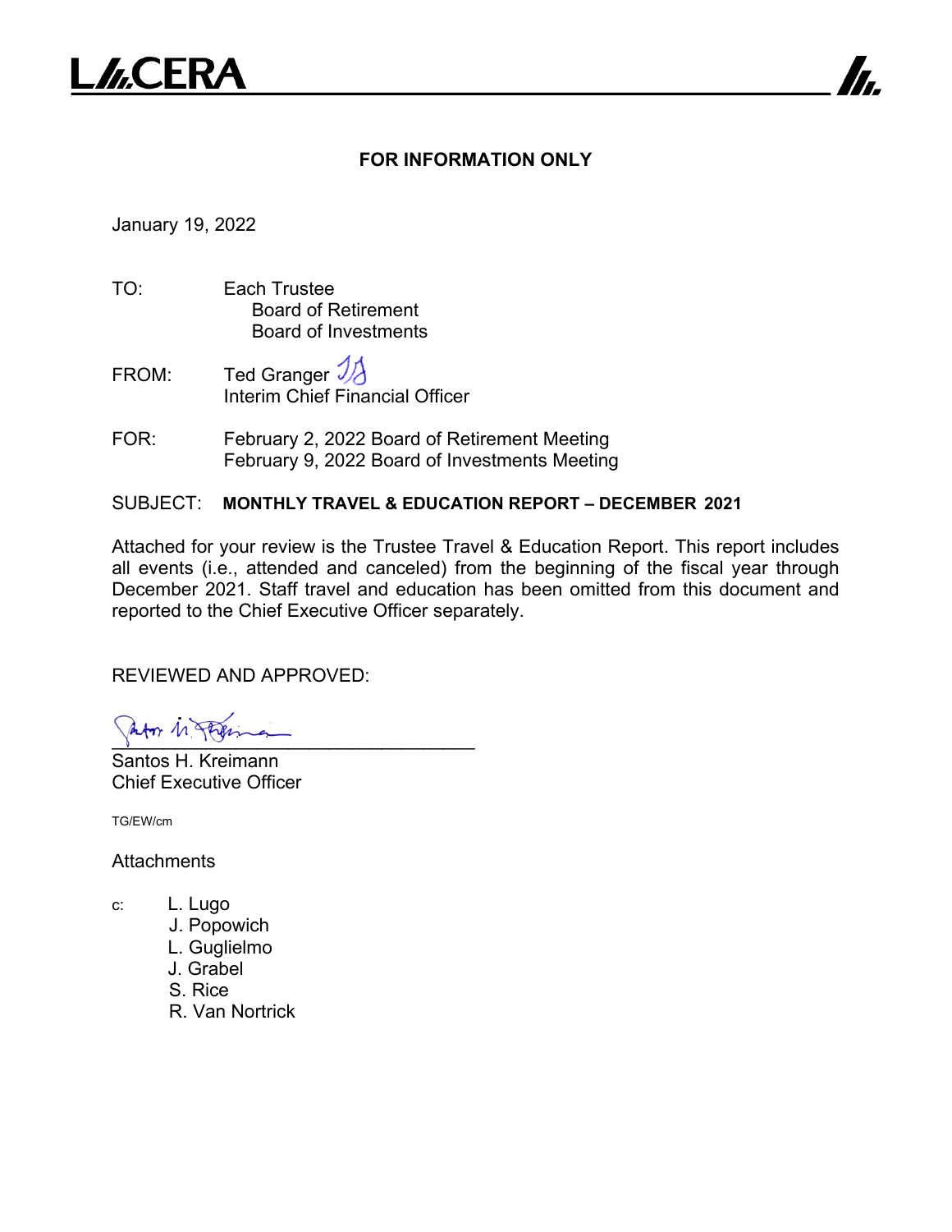L//.CERA

**FOR INFORMATION ONLY**

January 19, 2022

TO: Each Trustee
Board of Retirement
Board of Investments

FROM: Ted Granger
Interim Chief Financial Officer

FOR: February 2, 2022 Board of Retirement Meeting
February 9, 2022 Board of Investments Meeting

SUBJECT: **MONTHLY TRAVEL & EDUCATION REPORT – DECEMBER 2021**

Attached for your review is the Trustee Travel & Education Report. This report includes all events (i.e., attended and canceled) from the beginning of the fiscal year through December 2021. Staff travel and education has been omitted from this document and reported to the Chief Executive Officer separately.

REVIEWED AND APPROVED:

Santos H. Kreimann
Chief Executive Officer

TG/EW/cm

Attachments

c: L. Lugo
J. Popowich
L. Guglielmo
J. Grabel
S. Rice
R. Van Nortrick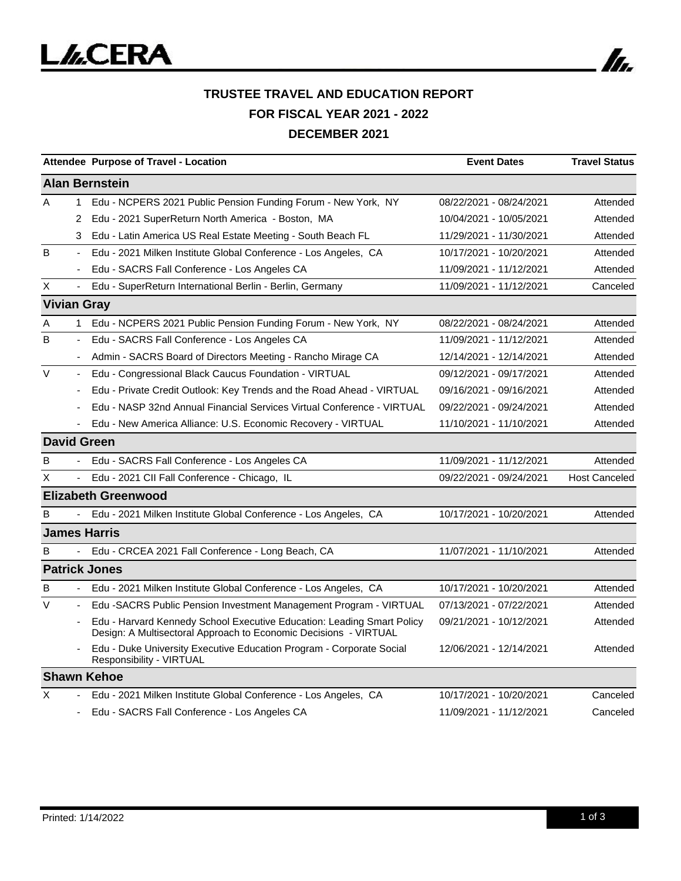# TRUSTEE TRAVEL AND EDUCATION REPORT

## FOR FISCAL YEAR 2021 - 2022

## DECEMBER 2021

| Attendee | | Purpose of Travel - Location | Event Dates | Travel Status |
|---|---|---|---|---|
| **Alan Bernstein** | | | | |
| A | 1 | Edu - NCPERS 2021 Public Pension Funding Forum - New York, NY | 08/22/2021 - 08/24/2021 | Attended |
| | 2 | Edu - 2021 SuperReturn North America - Boston, MA | 10/04/2021 - 10/05/2021 | Attended |
| | 3 | Edu - Latin America US Real Estate Meeting - South Beach FL | 11/29/2021 - 11/30/2021 | Attended |
| B | - | Edu - 2021 Milken Institute Global Conference - Los Angeles, CA | 10/17/2021 - 10/20/2021 | Attended |
| | - | Edu - SACRS Fall Conference - Los Angeles CA | 11/09/2021 - 11/12/2021 | Attended |
| X | - | Edu - SuperReturn International Berlin - Berlin, Germany | 11/09/2021 - 11/12/2021 | Canceled |
| **Vivian Gray** | | | | |
| A | 1 | Edu - NCPERS 2021 Public Pension Funding Forum - New York, NY | 08/22/2021 - 08/24/2021 | Attended |
| B | - | Edu - SACRS Fall Conference - Los Angeles CA | 11/09/2021 - 11/12/2021 | Attended |
| | - | Admin - SACRS Board of Directors Meeting - Rancho Mirage CA | 12/14/2021 - 12/14/2021 | Attended |
| V | - | Edu - Congressional Black Caucus Foundation - VIRTUAL | 09/12/2021 - 09/17/2021 | Attended |
| | - | Edu - Private Credit Outlook: Key Trends and the Road Ahead - VIRTUAL | 09/16/2021 - 09/16/2021 | Attended |
| | - | Edu - NASP 32nd Annual Financial Services Virtual Conference - VIRTUAL | 09/22/2021 - 09/24/2021 | Attended |
| | - | Edu - New America Alliance: U.S. Economic Recovery - VIRTUAL | 11/10/2021 - 11/10/2021 | Attended |
| **David Green** | | | | |
| B | - | Edu - SACRS Fall Conference - Los Angeles CA | 11/09/2021 - 11/12/2021 | Attended |
| X | - | Edu - 2021 CII Fall Conference - Chicago, IL | 09/22/2021 - 09/24/2021 | Host Canceled |
| **Elizabeth Greenwood** | | | | |
| B | - | Edu - 2021 Milken Institute Global Conference - Los Angeles, CA | 10/17/2021 - 10/20/2021 | Attended |
| **James Harris** | | | | |
| B | - | Edu - CRCEA 2021 Fall Conference - Long Beach, CA | 11/07/2021 - 11/10/2021 | Attended |
| **Patrick Jones** | | | | |
| B | - | Edu - 2021 Milken Institute Global Conference - Los Angeles, CA | 10/17/2021 - 10/20/2021 | Attended |
| V | - | Edu -SACRS Public Pension Investment Management Program - VIRTUAL | 07/13/2021 - 07/22/2021 | Attended |
| | - | Edu - Harvard Kennedy School Executive Education: Leading Smart Policy Design: A Multisectoral Approach to Economic Decisions - VIRTUAL | 09/21/2021 - 10/12/2021 | Attended |
| | - | Edu - Duke University Executive Education Program - Corporate Social Responsibility - VIRTUAL | 12/06/2021 - 12/14/2021 | Attended |
| **Shawn Kehoe** | | | | |
| X | - | Edu - 2021 Milken Institute Global Conference - Los Angeles, CA | 10/17/2021 - 10/20/2021 | Canceled |
| | - | Edu - SACRS Fall Conference - Los Angeles CA | 11/09/2021 - 11/12/2021 | Canceled |

Printed: 1/14/2022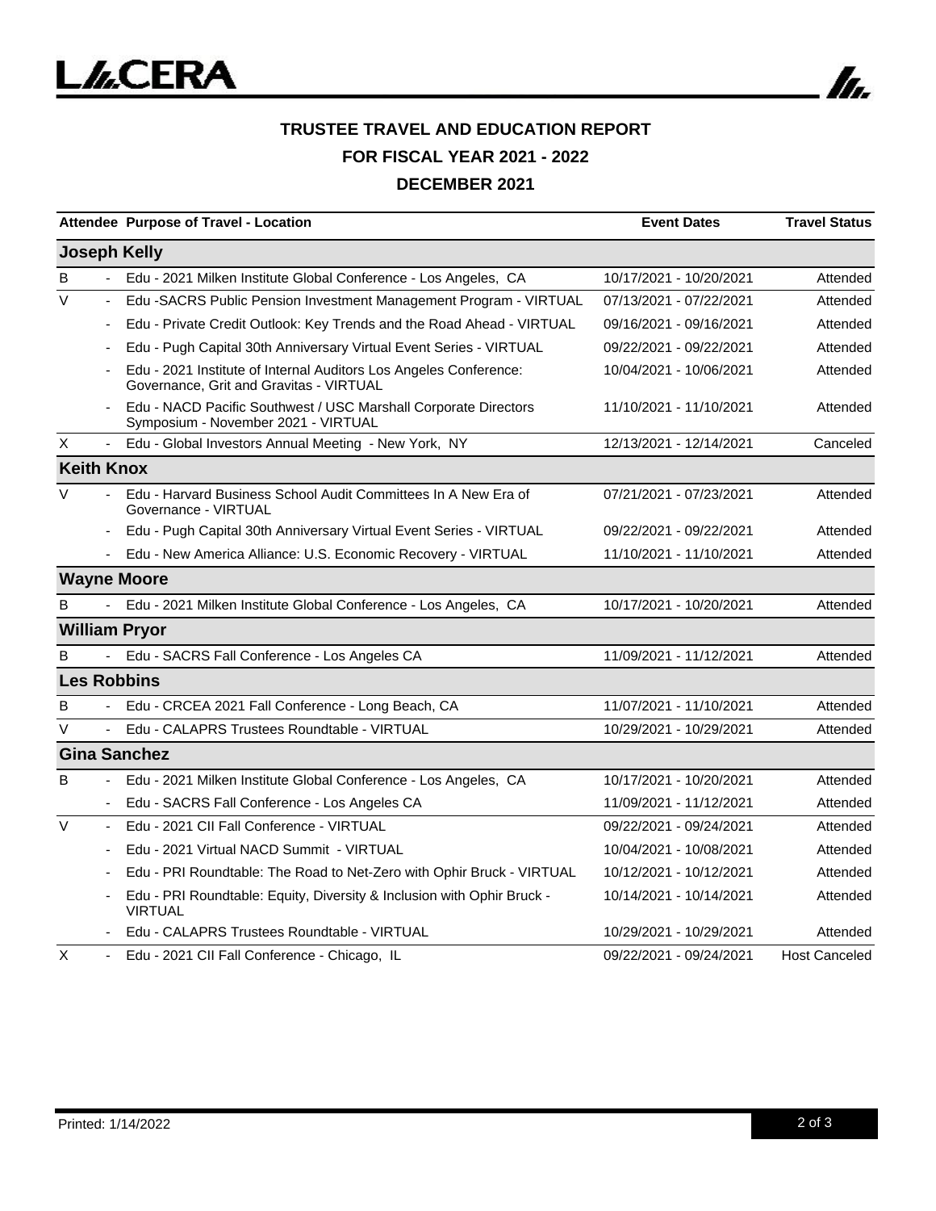**TRUSTEE TRAVEL AND EDUCATION REPORT**

**FOR FISCAL YEAR 2021 - 2022**

**DECEMBER 2021**

| Attendee | | Purpose of Travel - Location | Event Dates | Travel Status |
|---|---|---|---|---|
| **Joseph Kelly** | | | | |
| B | - | Edu - 2021 Milken Institute Global Conference - Los Angeles, CA | 10/17/2021 - 10/20/2021 | Attended |
| V | - | Edu -SACRS Public Pension Investment Management Program - VIRTUAL | 07/13/2021 - 07/22/2021 | Attended |
| | - | Edu - Private Credit Outlook: Key Trends and the Road Ahead - VIRTUAL | 09/16/2021 - 09/16/2021 | Attended |
| | - | Edu - Pugh Capital 30th Anniversary Virtual Event Series - VIRTUAL | 09/22/2021 - 09/22/2021 | Attended |
| | - | Edu - 2021 Institute of Internal Auditors Los Angeles Conference: Governance, Grit and Gravitas - VIRTUAL | 10/04/2021 - 10/06/2021 | Attended |
| | - | Edu - NACD Pacific Southwest / USC Marshall Corporate Directors Symposium - November 2021 - VIRTUAL | 11/10/2021 - 11/10/2021 | Attended |
| X | - | Edu - Global Investors Annual Meeting - New York, NY | 12/13/2021 - 12/14/2021 | Canceled |
| **Keith Knox** | | | | |
| V | - | Edu - Harvard Business School Audit Committees In A New Era of Governance - VIRTUAL | 07/21/2021 - 07/23/2021 | Attended |
| | - | Edu - Pugh Capital 30th Anniversary Virtual Event Series - VIRTUAL | 09/22/2021 - 09/22/2021 | Attended |
| | - | Edu - New America Alliance: U.S. Economic Recovery - VIRTUAL | 11/10/2021 - 11/10/2021 | Attended |
| **Wayne Moore** | | | | |
| B | - | Edu - 2021 Milken Institute Global Conference - Los Angeles, CA | 10/17/2021 - 10/20/2021 | Attended |
| **William Pryor** | | | | |
| B | - | Edu - SACRS Fall Conference - Los Angeles CA | 11/09/2021 - 11/12/2021 | Attended |
| **Les Robbins** | | | | |
| B | - | Edu - CRCEA 2021 Fall Conference - Long Beach, CA | 11/07/2021 - 11/10/2021 | Attended |
| V | - | Edu - CALAPRS Trustees Roundtable - VIRTUAL | 10/29/2021 - 10/29/2021 | Attended |
| **Gina Sanchez** | | | | |
| B | - | Edu - 2021 Milken Institute Global Conference - Los Angeles, CA | 10/17/2021 - 10/20/2021 | Attended |
| | - | Edu - SACRS Fall Conference - Los Angeles CA | 11/09/2021 - 11/12/2021 | Attended |
| V | - | Edu - 2021 CII Fall Conference - VIRTUAL | 09/22/2021 - 09/24/2021 | Attended |
| | - | Edu - 2021 Virtual NACD Summit - VIRTUAL | 10/04/2021 - 10/08/2021 | Attended |
| | - | Edu - PRI Roundtable: The Road to Net-Zero with Ophir Bruck - VIRTUAL | 10/12/2021 - 10/12/2021 | Attended |
| | - | Edu - PRI Roundtable: Equity, Diversity & Inclusion with Ophir Bruck - VIRTUAL | 10/14/2021 - 10/14/2021 | Attended |
| | - | Edu - CALAPRS Trustees Roundtable - VIRTUAL | 10/29/2021 - 10/29/2021 | Attended |
| X | - | Edu - 2021 CII Fall Conference - Chicago, IL | 09/22/2021 - 09/24/2021 | Host Canceled |

Printed: 1/14/2022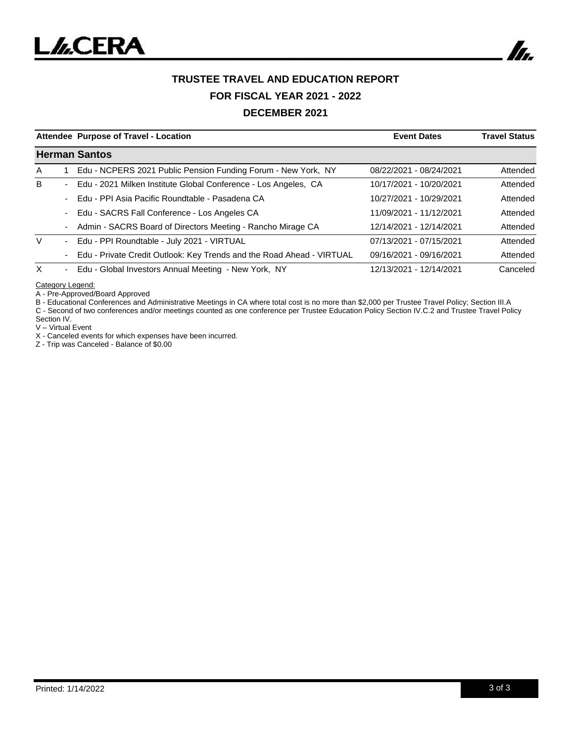# TRUSTEE TRAVEL AND EDUCATION REPORT

## FOR FISCAL YEAR 2021 - 2022

## DECEMBER 2021

| Attendee | | Purpose of Travel - Location | Event Dates | Travel Status |
|---|---|---|---|---|
| **Herman Santos** | | | | |
| A | 1 | Edu - NCPERS 2021 Public Pension Funding Forum - New York, NY | 08/22/2021 - 08/24/2021 | Attended |
| B | - | Edu - 2021 Milken Institute Global Conference - Los Angeles, CA | 10/17/2021 - 10/20/2021 | Attended |
| | - | Edu - PPI Asia Pacific Roundtable - Pasadena CA | 10/27/2021 - 10/29/2021 | Attended |
| | - | Edu - SACRS Fall Conference - Los Angeles CA | 11/09/2021 - 11/12/2021 | Attended |
| | - | Admin - SACRS Board of Directors Meeting - Rancho Mirage CA | 12/14/2021 - 12/14/2021 | Attended |
| V | - | Edu - PPI Roundtable - July 2021 - VIRTUAL | 07/13/2021 - 07/15/2021 | Attended |
| | - | Edu - Private Credit Outlook: Key Trends and the Road Ahead - VIRTUAL | 09/16/2021 - 09/16/2021 | Attended |
| X | - | Edu - Global Investors Annual Meeting - New York, NY | 12/13/2021 - 12/14/2021 | Canceled |

Category Legend:

A - Pre-Approved/Board Approved

B - Educational Conferences and Administrative Meetings in CA where total cost is no more than $2,000 per Trustee Travel Policy; Section III.A

C - Second of two conferences and/or meetings counted as one conference per Trustee Education Policy Section IV.C.2 and Trustee Travel Policy Section IV.

V – Virtual Event

X - Canceled events for which expenses have been incurred.

Z - Trip was Canceled - Balance of $0.00

Printed: 1/14/2022